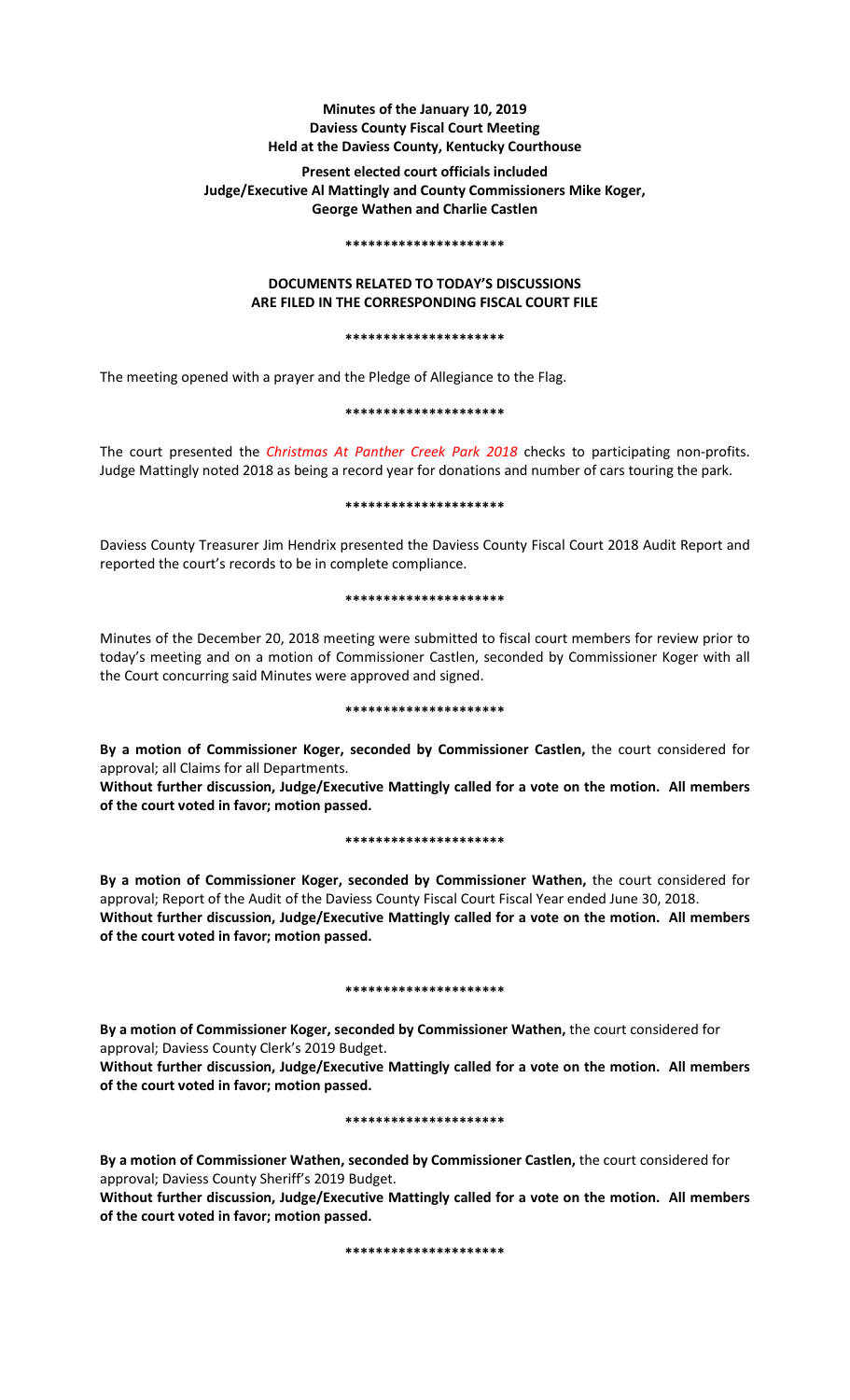**Minutes of the January 10, 2019**
**Daviess County Fiscal Court Meeting**
**Held at the Daviess County, Kentucky Courthouse**

**Present elected court officials included**
**Judge/Executive Al Mattingly and County Commissioners Mike Koger,**
**George Wathen and Charlie Castlen**

**********************

**DOCUMENTS RELATED TO TODAY'S DISCUSSIONS**
**ARE FILED IN THE CORRESPONDING FISCAL COURT FILE**

**********************

The meeting opened with a prayer and the Pledge of Allegiance to the Flag.

**********************

The court presented the *Christmas At Panther Creek Park 2018* checks to participating non-profits. Judge Mattingly noted 2018 as being a record year for donations and number of cars touring the park.

**********************

Daviess County Treasurer Jim Hendrix presented the Daviess County Fiscal Court 2018 Audit Report and reported the court's records to be in complete compliance.

**********************

Minutes of the December 20, 2018 meeting were submitted to fiscal court members for review prior to today's meeting and on a motion of Commissioner Castlen, seconded by Commissioner Koger with all the Court concurring said Minutes were approved and signed.

**********************

**By a motion of Commissioner Koger, seconded by Commissioner Castlen,** the court considered for approval; all Claims for all Departments.
**Without further discussion, Judge/Executive Mattingly called for a vote on the motion. All members of the court voted in favor; motion passed.**

**********************

**By a motion of Commissioner Koger, seconded by Commissioner Wathen,** the court considered for approval; Report of the Audit of the Daviess County Fiscal Court Fiscal Year ended June 30, 2018.
**Without further discussion, Judge/Executive Mattingly called for a vote on the motion. All members of the court voted in favor; motion passed.**

**********************

**By a motion of Commissioner Koger, seconded by Commissioner Wathen,** the court considered for approval; Daviess County Clerk's 2019 Budget.
**Without further discussion, Judge/Executive Mattingly called for a vote on the motion. All members of the court voted in favor; motion passed.**

**********************

**By a motion of Commissioner Wathen, seconded by Commissioner Castlen,** the court considered for approval; Daviess County Sheriff's 2019 Budget.
**Without further discussion, Judge/Executive Mattingly called for a vote on the motion. All members of the court voted in favor; motion passed.**

**********************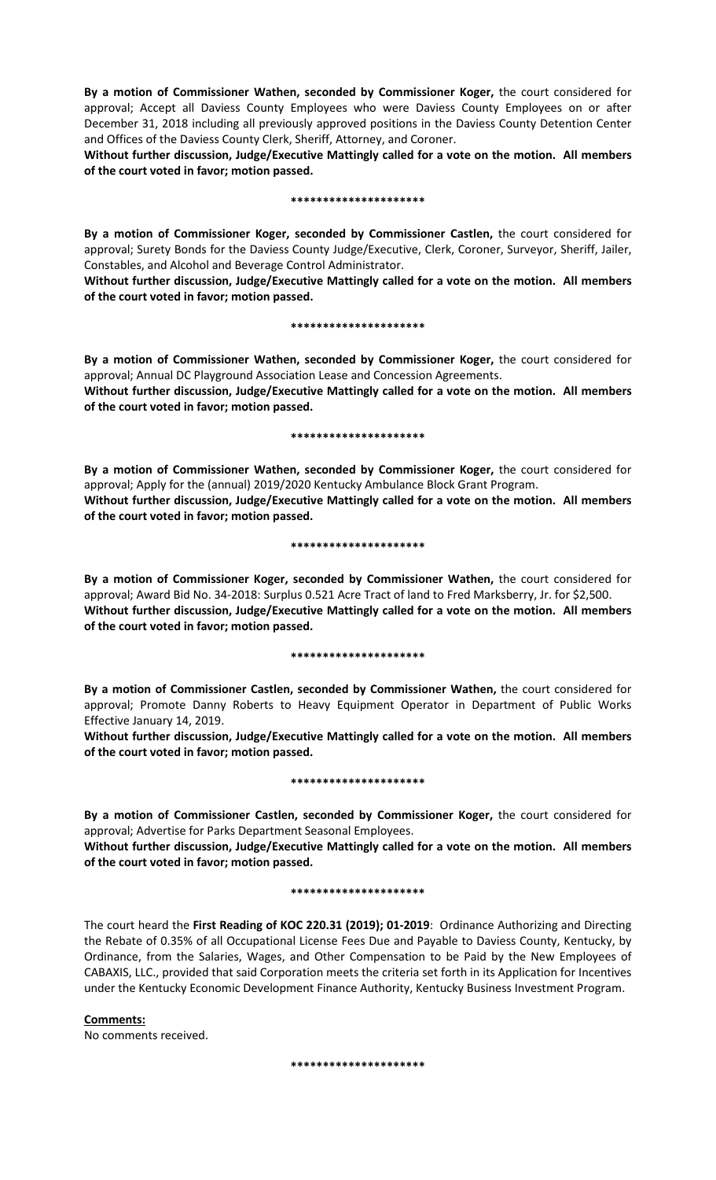**By a motion of Commissioner Wathen, seconded by Commissioner Koger,** the court considered for approval; Accept all Daviess County Employees who were Daviess County Employees on or after December 31, 2018 including all previously approved positions in the Daviess County Detention Center and Offices of the Daviess County Clerk, Sheriff, Attorney, and Coroner.

**Without further discussion, Judge/Executive Mattingly called for a vote on the motion. All members of the court voted in favor; motion passed.**

**********************

**By a motion of Commissioner Koger, seconded by Commissioner Castlen,** the court considered for approval; Surety Bonds for the Daviess County Judge/Executive, Clerk, Coroner, Surveyor, Sheriff, Jailer, Constables, and Alcohol and Beverage Control Administrator.

**Without further discussion, Judge/Executive Mattingly called for a vote on the motion. All members of the court voted in favor; motion passed.**

**********************

**By a motion of Commissioner Wathen, seconded by Commissioner Koger,** the court considered for approval; Annual DC Playground Association Lease and Concession Agreements.

**Without further discussion, Judge/Executive Mattingly called for a vote on the motion. All members of the court voted in favor; motion passed.**

**********************

**By a motion of Commissioner Wathen, seconded by Commissioner Koger,** the court considered for approval; Apply for the (annual) 2019/2020 Kentucky Ambulance Block Grant Program.

**Without further discussion, Judge/Executive Mattingly called for a vote on the motion. All members of the court voted in favor; motion passed.**

**********************

**By a motion of Commissioner Koger, seconded by Commissioner Wathen,** the court considered for approval; Award Bid No. 34-2018: Surplus 0.521 Acre Tract of land to Fred Marksberry, Jr. for $2,500.

**Without further discussion, Judge/Executive Mattingly called for a vote on the motion. All members of the court voted in favor; motion passed.**

**********************

**By a motion of Commissioner Castlen, seconded by Commissioner Wathen,** the court considered for approval; Promote Danny Roberts to Heavy Equipment Operator in Department of Public Works Effective January 14, 2019.

**Without further discussion, Judge/Executive Mattingly called for a vote on the motion. All members of the court voted in favor; motion passed.**

**********************

**By a motion of Commissioner Castlen, seconded by Commissioner Koger,** the court considered for approval; Advertise for Parks Department Seasonal Employees.

**Without further discussion, Judge/Executive Mattingly called for a vote on the motion. All members of the court voted in favor; motion passed.**

**********************

The court heard the **First Reading of KOC 220.31 (2019); 01-2019**: Ordinance Authorizing and Directing the Rebate of 0.35% of all Occupational License Fees Due and Payable to Daviess County, Kentucky, by Ordinance, from the Salaries, Wages, and Other Compensation to be Paid by the New Employees of CABAXIS, LLC., provided that said Corporation meets the criteria set forth in its Application for Incentives under the Kentucky Economic Development Finance Authority, Kentucky Business Investment Program.

**Comments:**

No comments received.

**********************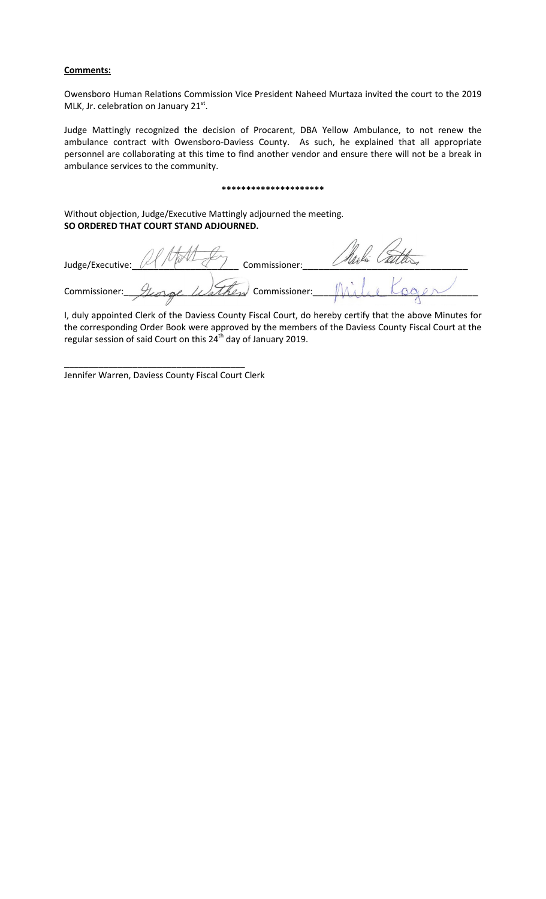**Comments:**

Owensboro Human Relations Commission Vice President Naheed Murtaza invited the court to the 2019 MLK, Jr. celebration on January 21st.

Judge Mattingly recognized the decision of Procarent, DBA Yellow Ambulance, to not renew the ambulance contract with Owensboro-Daviess County. As such, he explained that all appropriate personnel are collaborating at this time to find another vendor and ensure there will not be a break in ambulance services to the community.

********************

Without objection, Judge/Executive Mattingly adjourned the meeting.
**SO ORDERED THAT COURT STAND ADJOURNED.**

Judge/Executive: Al Mattingly Commissioner: Charlie Castlen

Commissioner: George Wathen Commissioner: Mike Koger

I, duly appointed Clerk of the Daviess County Fiscal Court, do hereby certify that the above Minutes for the corresponding Order Book were approved by the members of the Daviess County Fiscal Court at the regular session of said Court on this 24th day of January 2019.

\_\_\_\_\_\_\_\_\_\_\_\_\_\_\_\_\_\_\_\_\_\_\_\_\_\_\_\_\_\_\_\_\_\_\_\_

Jennifer Warren, Daviess County Fiscal Court Clerk